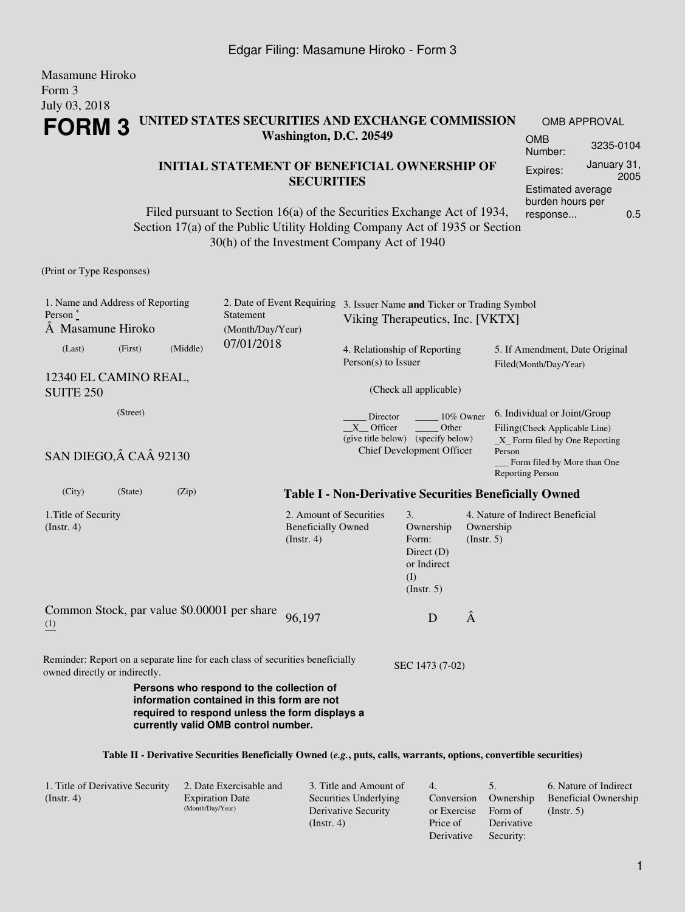Masamune Hiroko
Form 3
July 03, 2018

# FORM 3

**UNITED STATES SECURITIES AND EXCHANGE COMMISSION**
**Washington, D.C. 20549**

**INITIAL STATEMENT OF BENEFICIAL OWNERSHIP OF SECURITIES**

Filed pursuant to Section 16(a) of the Securities Exchange Act of 1934, Section 17(a) of the Public Utility Holding Company Act of 1935 or Section 30(h) of the Investment Company Act of 1940

| OMB APPROVAL | |
|---|---|
| OMB Number: | 3235-0104 |
| Expires: | January 31, 2005 |
| Estimated average burden hours per response... | 0.5 |

(Print or Type Responses)

1. Name and Address of Reporting Person *
Â Masamune Hiroko
(Last) (First) (Middle)

12340 EL CAMINO REAL, SUITE 250
(Street)

SAN DIEGO,Â CAÂ 92130
(City) (State) (Zip)

2. Date of Event Requiring Statement (Month/Day/Year)
07/01/2018

3. Issuer Name **and** Ticker or Trading Symbol
Viking Therapeutics, Inc. [VKTX]

4. Relationship of Reporting Person(s) to Issuer
(Check all applicable)
_____ Director _____ 10% Owner
__X__ Officer (give title below) _____ Other (specify below)
Chief Development Officer

5. If Amendment, Date Original Filed(Month/Day/Year)

6. Individual or Joint/Group Filing(Check Applicable Line)
_X_ Form filed by One Reporting Person
___ Form filed by More than One Reporting Person

**Table I - Non-Derivative Securities Beneficially Owned**

| 1.Title of Security (Instr. 4) | 2. Amount of Securities Beneficially Owned (Instr. 4) | 3. Ownership Form: Direct (D) or Indirect (I) (Instr. 5) | 4. Nature of Indirect Beneficial Ownership (Instr. 5) |
|---|---|---|---|
| Common Stock, par value $0.00001 per share (1) | 96,197 | D | Â |

Reminder: Report on a separate line for each class of securities beneficially owned directly or indirectly.

SEC 1473 (7-02)

**Persons who respond to the collection of information contained in this form are not required to respond unless the form displays a currently valid OMB control number.**

**Table II - Derivative Securities Beneficially Owned (*e.g.*, puts, calls, warrants, options, convertible securities)**

| 1. Title of Derivative Security (Instr. 4) | 2. Date Exercisable and Expiration Date (Month/Day/Year) | 3. Title and Amount of Securities Underlying Derivative Security (Instr. 4) | 4. Conversion or Exercise Price of Derivative | 5. Ownership Form of Derivative Security: | 6. Nature of Indirect Beneficial Ownership (Instr. 5) |
|---|---|---|---|---|---|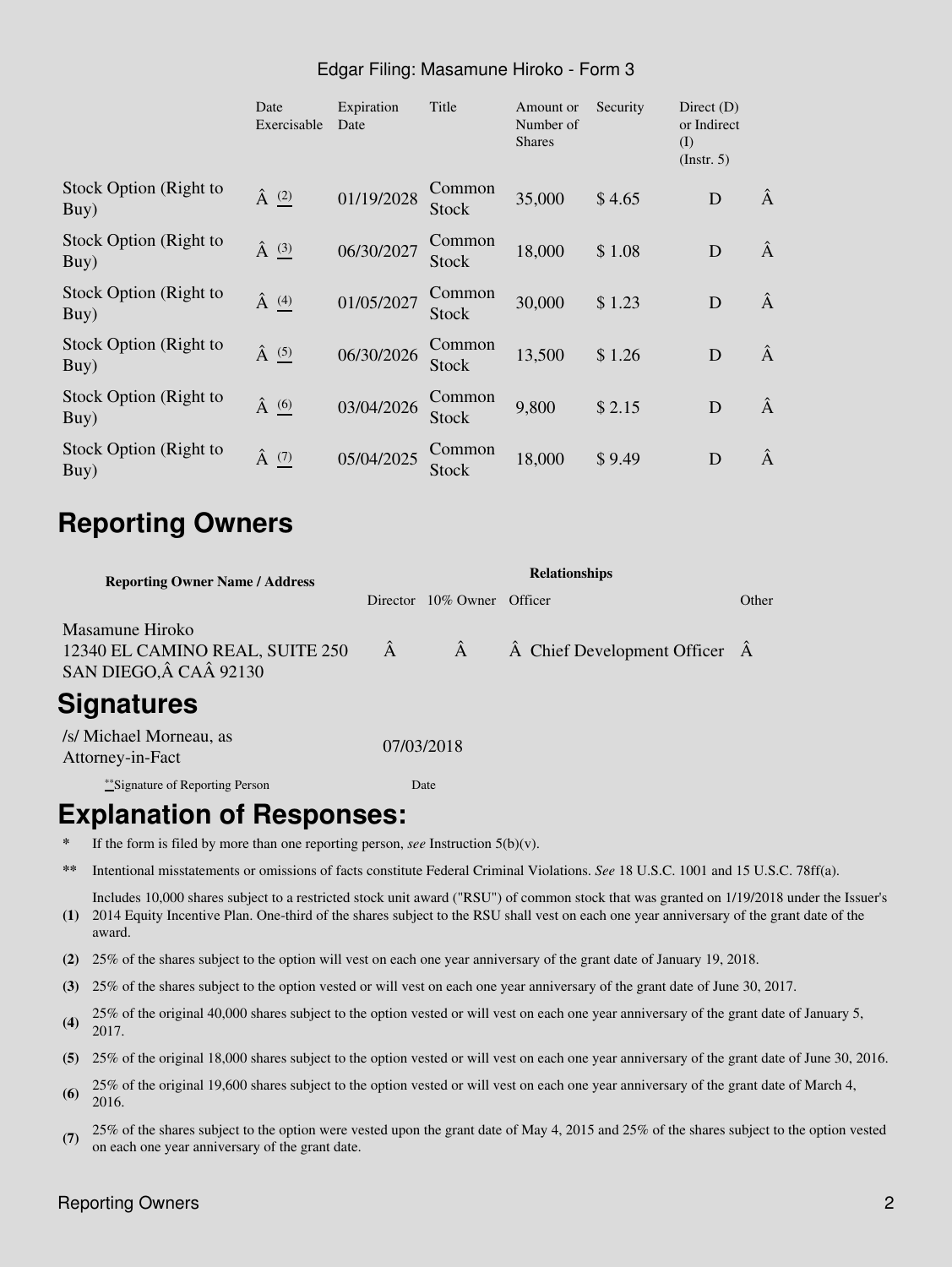| | Date Exercisable | Expiration Date | Title | Amount or Number of Shares | Security | Direct (D) or Indirect (I) (Instr. 5) | |
|---|---|---|---|---|---|---|---|
| Stock Option (Right to Buy) | Â (2) | 01/19/2028 | Common Stock | 35,000 | $ 4.65 | D | Â |
| Stock Option (Right to Buy) | Â (3) | 06/30/2027 | Common Stock | 18,000 | $ 1.08 | D | Â |
| Stock Option (Right to Buy) | Â (4) | 01/05/2027 | Common Stock | 30,000 | $ 1.23 | D | Â |
| Stock Option (Right to Buy) | Â (5) | 06/30/2026 | Common Stock | 13,500 | $ 1.26 | D | Â |
| Stock Option (Right to Buy) | Â (6) | 03/04/2026 | Common Stock | 9,800 | $ 2.15 | D | Â |
| Stock Option (Right to Buy) | Â (7) | 05/04/2025 | Common Stock | 18,000 | $ 9.49 | D | Â |

# Reporting Owners

| Reporting Owner Name / Address | Relationships | | | |
|---|---|---|---|---|
| | Director | 10% Owner | Officer | Other |
| Masamune Hiroko<br>12340 EL CAMINO REAL, SUITE 250<br>SAN DIEGO,Â CAÂ 92130 | Â | Â | Â Chief Development Officer | Â |

# Signatures

| /s/ Michael Morneau, as Attorney-in-Fact | 07/03/2018 |
|---|---|
| **Signature of Reporting Person | Date |

# Explanation of Responses:

- **\*** If the form is filed by more than one reporting person, *see* Instruction 5(b)(v).
- **\*\*** Intentional misstatements or omissions of facts constitute Federal Criminal Violations. *See* 18 U.S.C. 1001 and 15 U.S.C. 78ff(a).
- **(1)** Includes 10,000 shares subject to a restricted stock unit award ("RSU") of common stock that was granted on 1/19/2018 under the Issuer's 2014 Equity Incentive Plan. One-third of the shares subject to the RSU shall vest on each one year anniversary of the grant date of the award.
- **(2)** 25% of the shares subject to the option will vest on each one year anniversary of the grant date of January 19, 2018.
- **(3)** 25% of the shares subject to the option vested or will vest on each one year anniversary of the grant date of June 30, 2017.
- **(4)** 25% of the original 40,000 shares subject to the option vested or will vest on each one year anniversary of the grant date of January 5, 2017.
- **(5)** 25% of the original 18,000 shares subject to the option vested or will vest on each one year anniversary of the grant date of June 30, 2016.
- **(6)** 25% of the original 19,600 shares subject to the option vested or will vest on each one year anniversary of the grant date of March 4, 2016.
- **(7)** 25% of the shares subject to the option were vested upon the grant date of May 4, 2015 and 25% of the shares subject to the option vested on each one year anniversary of the grant date.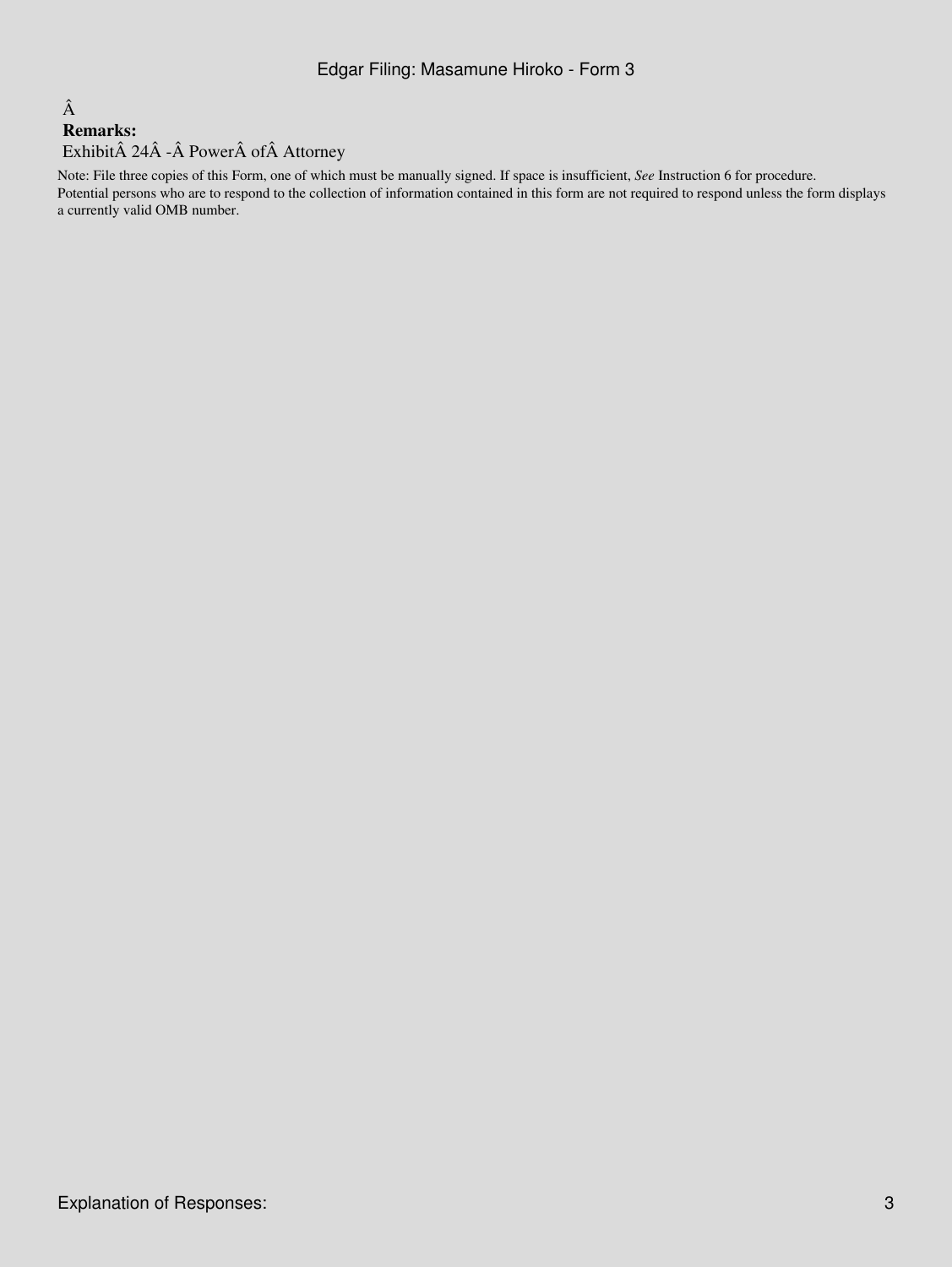Â

**Remarks:**

ExhibitÂ 24Â -Â PowerÂ ofÂ Attorney

Note: File three copies of this Form, one of which must be manually signed. If space is insufficient, *See* Instruction 6 for procedure.

Potential persons who are to respond to the collection of information contained in this form are not required to respond unless the form displays a currently valid OMB number.

Explanation of Responses: